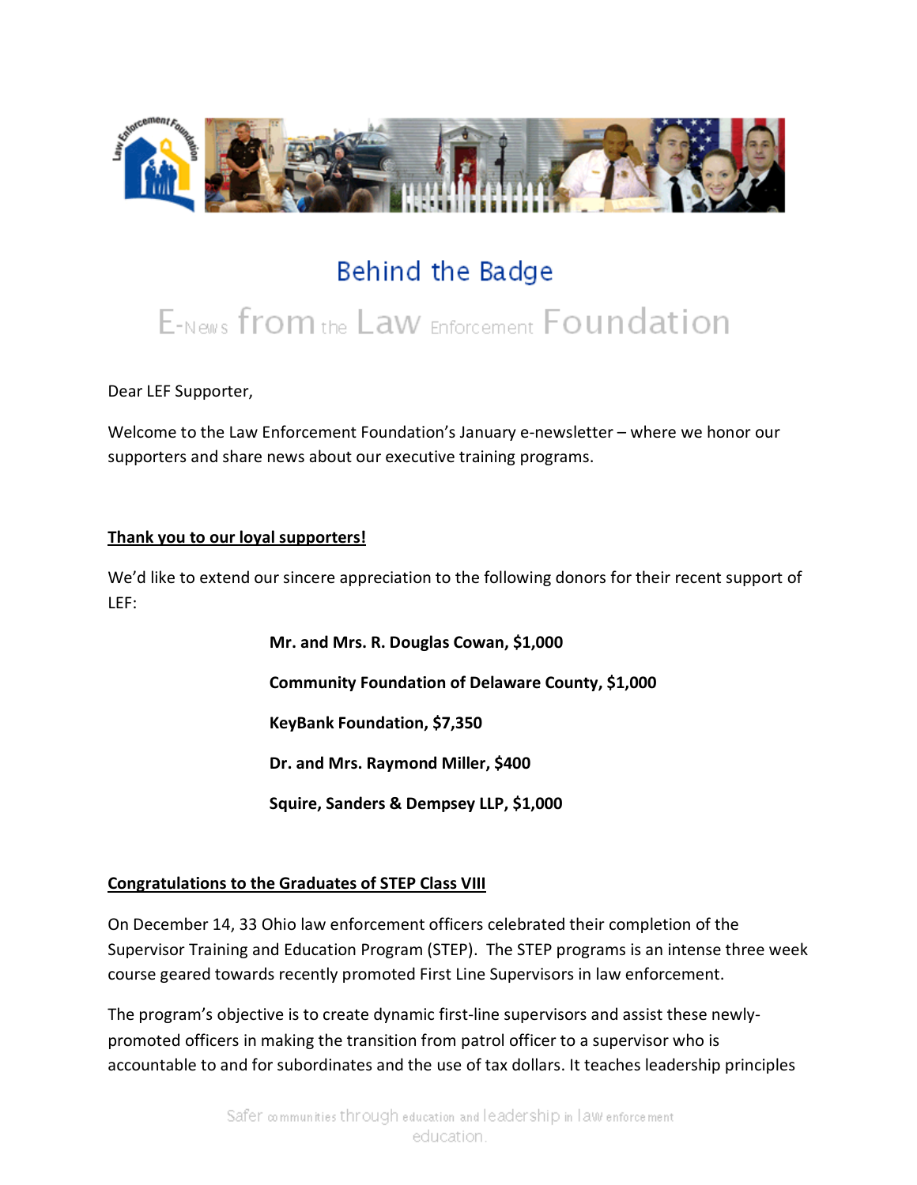# Behind the Badge

## E-News from the Law Enforcement Foundation

Dear LEF Supporter,

Welcome to the Law Enforcement Foundation's January e-newsletter – where we honor our supporters and share news about our executive training programs.

**Thank you to our loyal supporters!**

We'd like to extend our sincere appreciation to the following donors for their recent support of LEF:

**Mr. and Mrs. R. Douglas Cowan, $1,000**

**Community Foundation of Delaware County, $1,000**

**KeyBank Foundation, $7,350**

**Dr. and Mrs. Raymond Miller, $400**

**Squire, Sanders & Dempsey LLP, $1,000**

**Congratulations to the Graduates of STEP Class VIII**

On December 14, 33 Ohio law enforcement officers celebrated their completion of the Supervisor Training and Education Program (STEP). The STEP programs is an intense three week course geared towards recently promoted First Line Supervisors in law enforcement.

The program's objective is to create dynamic first-line supervisors and assist these newly-promoted officers in making the transition from patrol officer to a supervisor who is accountable to and for subordinates and the use of tax dollars. It teaches leadership principles

Safer communities through education and leadership in law enforcement education.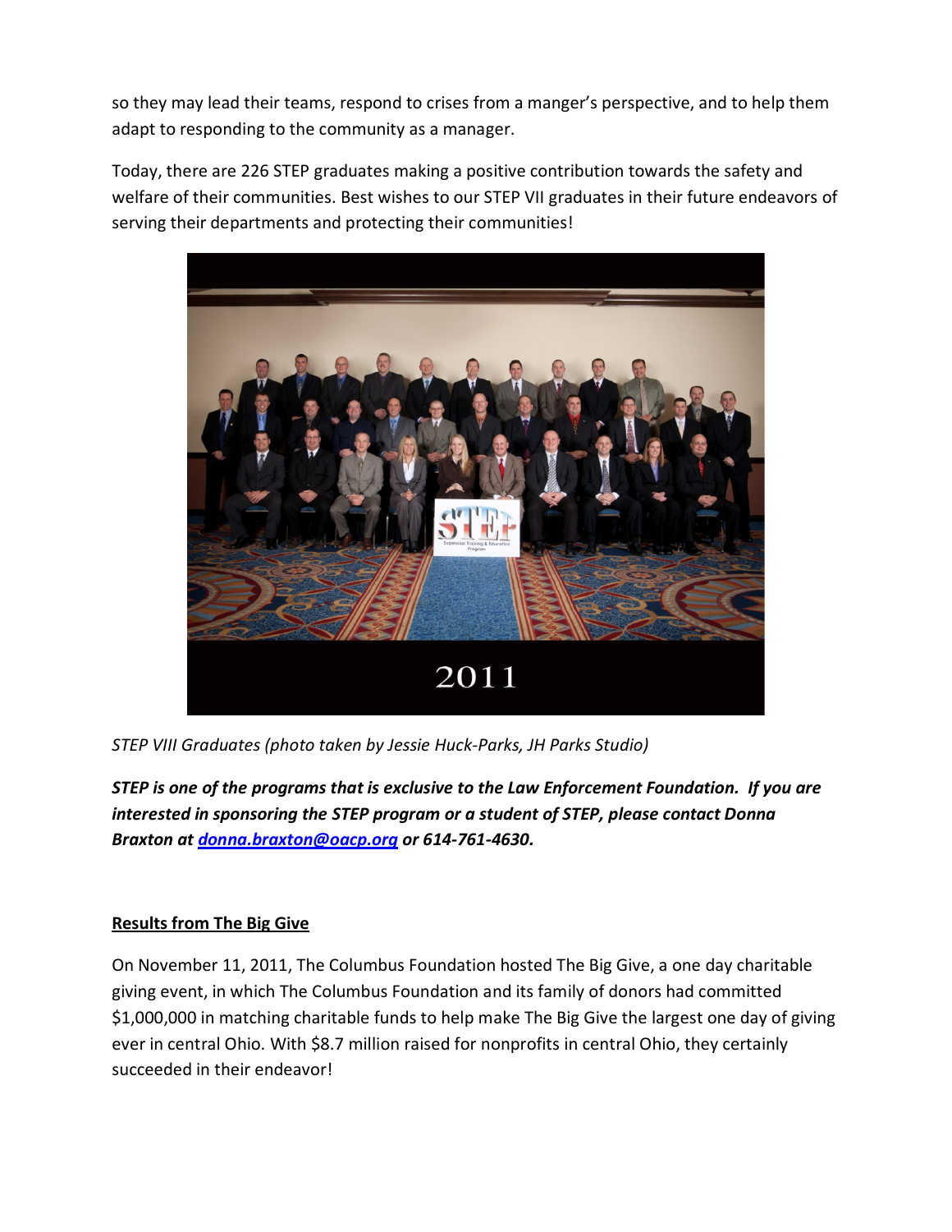so they may lead their teams, respond to crises from a manger's perspective, and to help them adapt to responding to the community as a manager.

Today, there are 226 STEP graduates making a positive contribution towards the safety and welfare of their communities. Best wishes to our STEP VII graduates in their future endeavors of serving their departments and protecting their communities!

*STEP VIII Graduates (photo taken by Jessie Huck-Parks, JH Parks Studio)*

***STEP is one of the programs that is exclusive to the Law Enforcement Foundation. If you are interested in sponsoring the STEP program or a student of STEP, please contact Donna Braxton at [donna.braxton@oacp.org](mailto:donna.braxton@oacp.org) or 614-761-4630.***

## Results from The Big Give

On November 11, 2011, The Columbus Foundation hosted The Big Give, a one day charitable giving event, in which The Columbus Foundation and its family of donors had committed $1,000,000 in matching charitable funds to help make The Big Give the largest one day of giving ever in central Ohio. With $8.7 million raised for nonprofits in central Ohio, they certainly succeeded in their endeavor!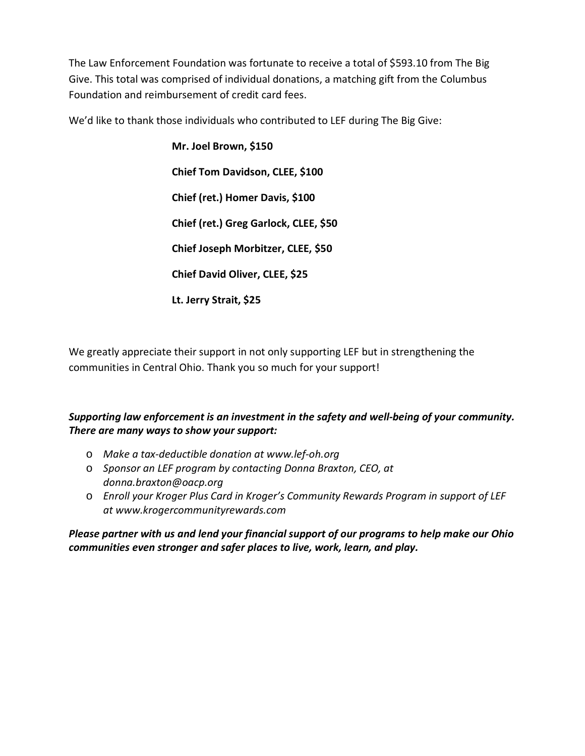The Law Enforcement Foundation was fortunate to receive a total of $593.10 from The Big Give. This total was comprised of individual donations, a matching gift from the Columbus Foundation and reimbursement of credit card fees.

We'd like to thank those individuals who contributed to LEF during The Big Give:

**Mr. Joel Brown, $150**

**Chief Tom Davidson, CLEE, $100**

**Chief (ret.) Homer Davis, $100**

**Chief (ret.) Greg Garlock, CLEE, $50**

**Chief Joseph Morbitzer, CLEE, $50**

**Chief David Oliver, CLEE, $25**

**Lt. Jerry Strait, $25**

We greatly appreciate their support in not only supporting LEF but in strengthening the communities in Central Ohio. Thank you so much for your support!

***Supporting law enforcement is an investment in the safety and well-being of your community. There are many ways to show your support:***

- *Make a tax-deductible donation at www.lef-oh.org*
- *Sponsor an LEF program by contacting Donna Braxton, CEO, at donna.braxton@oacp.org*
- *Enroll your Kroger Plus Card in Kroger's Community Rewards Program in support of LEF at www.krogercommunityrewards.com*

***Please partner with us and lend your financial support of our programs to help make our Ohio communities even stronger and safer places to live, work, learn, and play.***